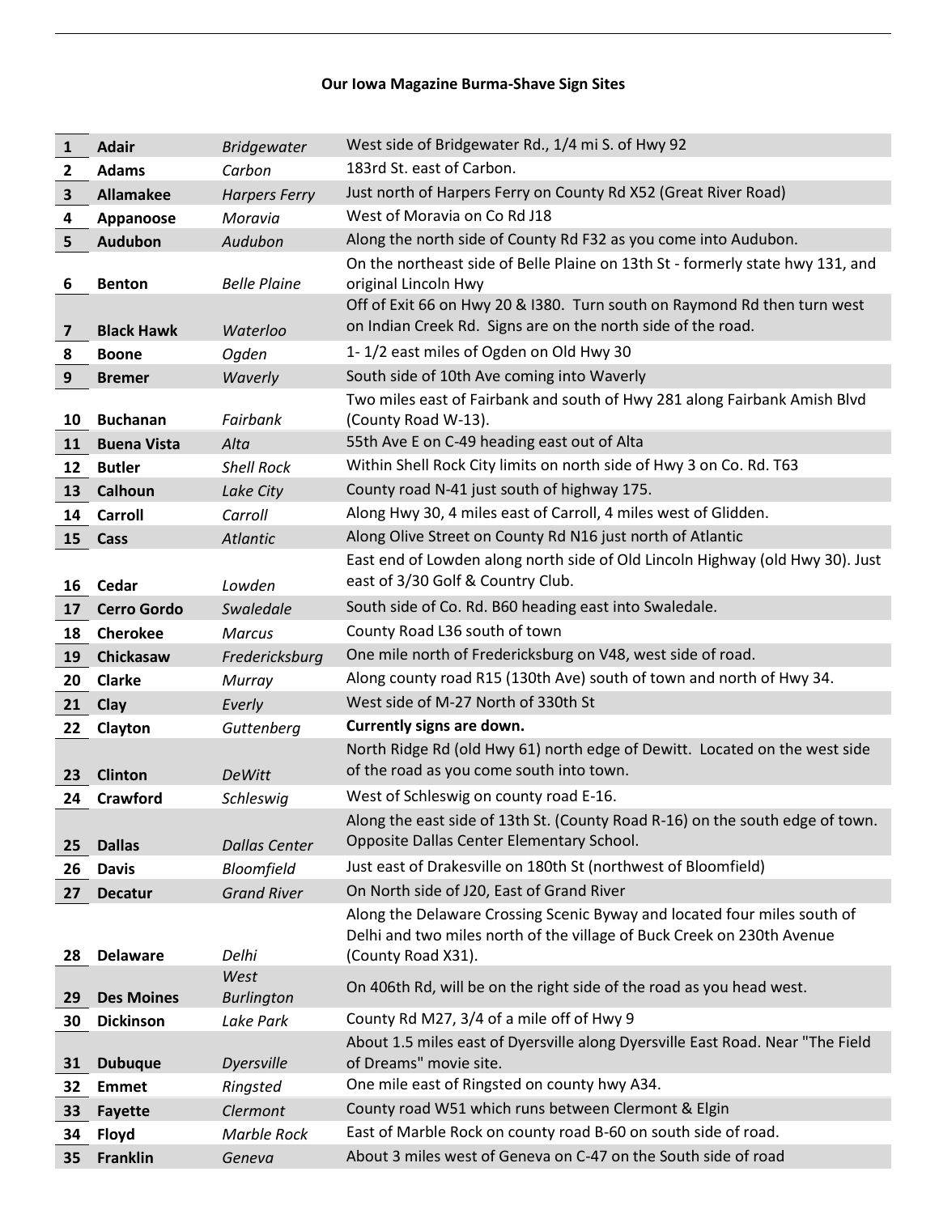# Our Iowa Magazine Burma-Shave Sign Sites

| # | County | Town | Location |
|---|---|---|---|
| 1 | **Adair** | *Bridgewater* | West side of Bridgewater Rd., 1/4 mi S. of Hwy 92 |
| 2 | **Adams** | *Carbon* | 183rd St. east of Carbon. |
| 3 | **Allamakee** | *Harpers Ferry* | Just north of Harpers Ferry on County Rd X52 (Great River Road) |
| 4 | **Appanoose** | *Moravia* | West of Moravia on Co Rd J18 |
| 5 | **Audubon** | *Audubon* | Along the north side of County Rd F32 as you come into Audubon. |
| 6 | **Benton** | *Belle Plaine* | On the northeast side of Belle Plaine on 13th St - formerly state hwy 131, and original Lincoln Hwy |
| 7 | **Black Hawk** | *Waterloo* | Off of Exit 66 on Hwy 20 & I380. Turn south on Raymond Rd then turn west on Indian Creek Rd. Signs are on the north side of the road. |
| 8 | **Boone** | *Ogden* | 1- 1/2 east miles of Ogden on Old Hwy 30 |
| 9 | **Bremer** | *Waverly* | South side of 10th Ave coming into Waverly |
| 10 | **Buchanan** | *Fairbank* | Two miles east of Fairbank and south of Hwy 281 along Fairbank Amish Blvd (County Road W-13). |
| 11 | **Buena Vista** | *Alta* | 55th Ave E on C-49 heading east out of Alta |
| 12 | **Butler** | *Shell Rock* | Within Shell Rock City limits on north side of Hwy 3 on Co. Rd. T63 |
| 13 | **Calhoun** | *Lake City* | County road N-41 just south of highway 175. |
| 14 | **Carroll** | *Carroll* | Along Hwy 30, 4 miles east of Carroll, 4 miles west of Glidden. |
| 15 | **Cass** | *Atlantic* | Along Olive Street on County Rd N16 just north of Atlantic |
| 16 | **Cedar** | *Lowden* | East end of Lowden along north side of Old Lincoln Highway (old Hwy 30). Just east of 3/30 Golf & Country Club. |
| 17 | **Cerro Gordo** | *Swaledale* | South side of Co. Rd. B60 heading east into Swaledale. |
| 18 | **Cherokee** | *Marcus* | County Road L36 south of town |
| 19 | **Chickasaw** | *Fredericksburg* | One mile north of Fredericksburg on V48, west side of road. |
| 20 | **Clarke** | *Murray* | Along county road R15 (130th Ave) south of town and north of Hwy 34. |
| 21 | **Clay** | *Everly* | West side of M-27 North of 330th St |
| 22 | **Clayton** | *Guttenberg* | **Currently signs are down.** |
| 23 | **Clinton** | *DeWitt* | North Ridge Rd (old Hwy 61) north edge of Dewitt. Located on the west side of the road as you come south into town. |
| 24 | **Crawford** | *Schleswig* | West of Schleswig on county road E-16. |
| 25 | **Dallas** | *Dallas Center* | Along the east side of 13th St. (County Road R-16) on the south edge of town. Opposite Dallas Center Elementary School. |
| 26 | **Davis** | *Bloomfield* | Just east of Drakesville on 180th St (northwest of Bloomfield) |
| 27 | **Decatur** | *Grand River* | On North side of J20, East of Grand River |
| 28 | **Delaware** | *Delhi* | Along the Delaware Crossing Scenic Byway and located four miles south of Delhi and two miles north of the village of Buck Creek on 230th Avenue (County Road X31). |
| 29 | **Des Moines** | *West Burlington* | On 406th Rd, will be on the right side of the road as you head west. |
| 30 | **Dickinson** | *Lake Park* | County Rd M27, 3/4 of a mile off of Hwy 9 |
| 31 | **Dubuque** | *Dyersville* | About 1.5 miles east of Dyersville along Dyersville East Road. Near "The Field of Dreams" movie site. |
| 32 | **Emmet** | *Ringsted* | One mile east of Ringsted on county hwy A34. |
| 33 | **Fayette** | *Clermont* | County road W51 which runs between Clermont & Elgin |
| 34 | **Floyd** | *Marble Rock* | East of Marble Rock on county road B-60 on south side of road. |
| 35 | **Franklin** | *Geneva* | About 3 miles west of Geneva on C-47 on the South side of road |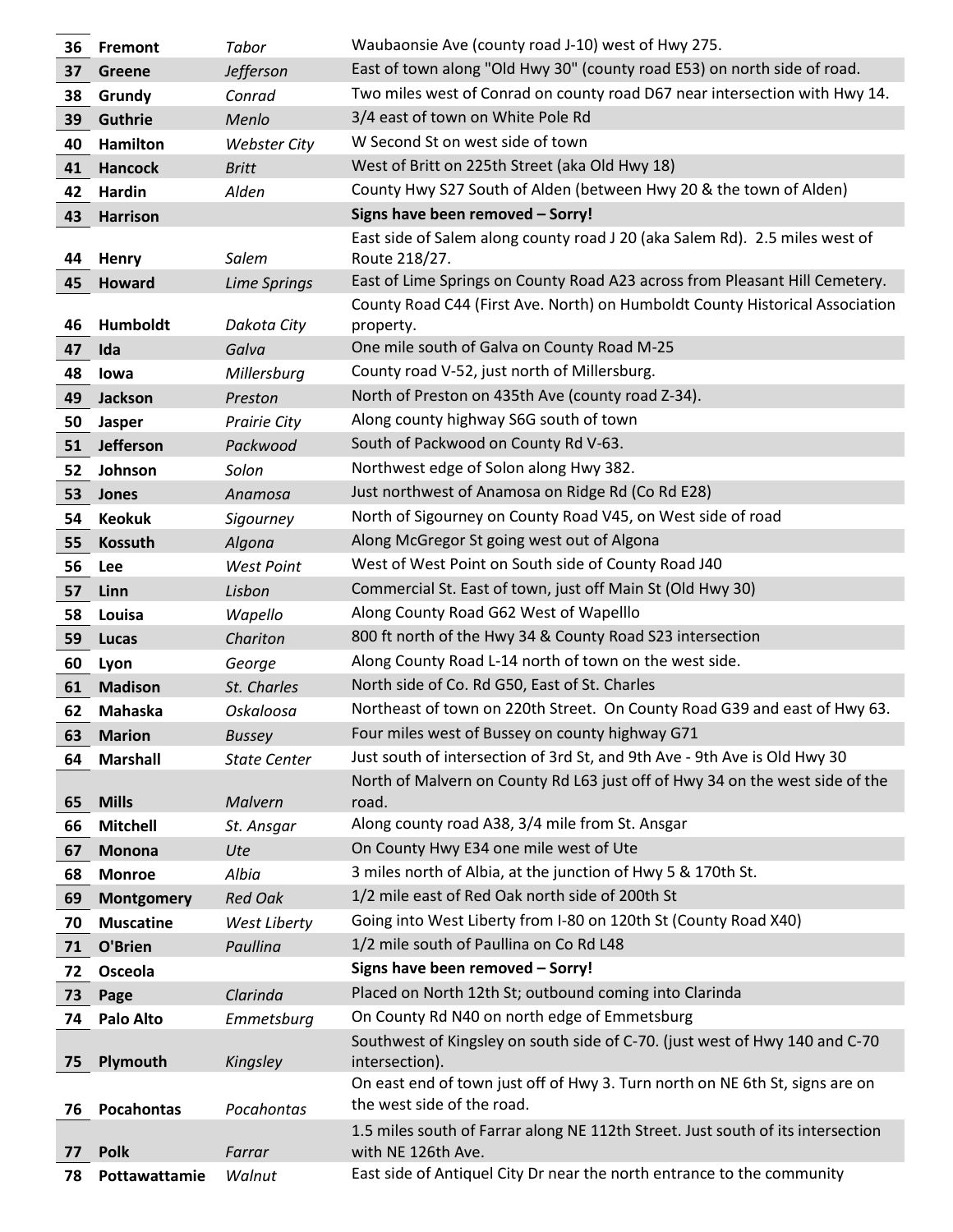| 36 | **Fremont** | *Tabor* | Waubaonsie Ave (county road J-10) west of Hwy 275. |
|---|---|---|---|
| 37 | **Greene** | *Jefferson* | East of town along "Old Hwy 30" (county road E53) on north side of road. |
| 38 | **Grundy** | *Conrad* | Two miles west of Conrad on county road D67 near intersection with Hwy 14. |
| 39 | **Guthrie** | *Menlo* | 3/4 east of town on White Pole Rd |
| 40 | **Hamilton** | *Webster City* | W Second St on west side of town |
| 41 | **Hancock** | *Britt* | West of Britt on 225th Street (aka Old Hwy 18) |
| 42 | **Hardin** | *Alden* | County Hwy S27 South of Alden (between Hwy 20 & the town of Alden) |
| 43 | **Harrison** | | **Signs have been removed – Sorry!** |
| 44 | **Henry** | *Salem* | East side of Salem along county road J 20 (aka Salem Rd). 2.5 miles west of Route 218/27. |
| 45 | **Howard** | *Lime Springs* | East of Lime Springs on County Road A23 across from Pleasant Hill Cemetery. |
| 46 | **Humboldt** | *Dakota City* | County Road C44 (First Ave. North) on Humboldt County Historical Association property. |
| 47 | **Ida** | *Galva* | One mile south of Galva on County Road M-25 |
| 48 | **Iowa** | *Millersburg* | County road V-52, just north of Millersburg. |
| 49 | **Jackson** | *Preston* | North of Preston on 435th Ave (county road Z-34). |
| 50 | **Jasper** | *Prairie City* | Along county highway S6G south of town |
| 51 | **Jefferson** | *Packwood* | South of Packwood on County Rd V-63. |
| 52 | **Johnson** | *Solon* | Northwest edge of Solon along Hwy 382. |
| 53 | **Jones** | *Anamosa* | Just northwest of Anamosa on Ridge Rd (Co Rd E28) |
| 54 | **Keokuk** | *Sigourney* | North of Sigourney on County Road V45, on West side of road |
| 55 | **Kossuth** | *Algona* | Along McGregor St going west out of Algona |
| 56 | **Lee** | *West Point* | West of West Point on South side of County Road J40 |
| 57 | **Linn** | *Lisbon* | Commercial St. East of town, just off Main St (Old Hwy 30) |
| 58 | **Louisa** | *Wapello* | Along County Road G62 West of Wapelllo |
| 59 | **Lucas** | *Chariton* | 800 ft north of the Hwy 34 & County Road S23 intersection |
| 60 | **Lyon** | *George* | Along County Road L-14 north of town on the west side. |
| 61 | **Madison** | *St. Charles* | North side of Co. Rd G50, East of St. Charles |
| 62 | **Mahaska** | *Oskaloosa* | Northeast of town on 220th Street. On County Road G39 and east of Hwy 63. |
| 63 | **Marion** | *Bussey* | Four miles west of Bussey on county highway G71 |
| 64 | **Marshall** | *State Center* | Just south of intersection of 3rd St, and 9th Ave - 9th Ave is Old Hwy 30 |
| 65 | **Mills** | *Malvern* | North of Malvern on County Rd L63 just off of Hwy 34 on the west side of the road. |
| 66 | **Mitchell** | *St. Ansgar* | Along county road A38, 3/4 mile from St. Ansgar |
| 67 | **Monona** | *Ute* | On County Hwy E34 one mile west of Ute |
| 68 | **Monroe** | *Albia* | 3 miles north of Albia, at the junction of Hwy 5 & 170th St. |
| 69 | **Montgomery** | *Red Oak* | 1/2 mile east of Red Oak north side of 200th St |
| 70 | **Muscatine** | *West Liberty* | Going into West Liberty from I-80 on 120th St (County Road X40) |
| 71 | **O'Brien** | *Paullina* | 1/2 mile south of Paullina on Co Rd L48 |
| 72 | **Osceola** | | **Signs have been removed – Sorry!** |
| 73 | **Page** | *Clarinda* | Placed on North 12th St; outbound coming into Clarinda |
| 74 | **Palo Alto** | *Emmetsburg* | On County Rd N40 on north edge of Emmetsburg |
| 75 | **Plymouth** | *Kingsley* | Southwest of Kingsley on south side of C-70. (just west of Hwy 140 and C-70 intersection). |
| 76 | **Pocahontas** | *Pocahontas* | On east end of town just off of Hwy 3. Turn north on NE 6th St, signs are on the west side of the road. |
| 77 | **Polk** | *Farrar* | 1.5 miles south of Farrar along NE 112th Street. Just south of its intersection with NE 126th Ave. |
| 78 | **Pottawattamie** | *Walnut* | East side of Antiquel City Dr near the north entrance to the community |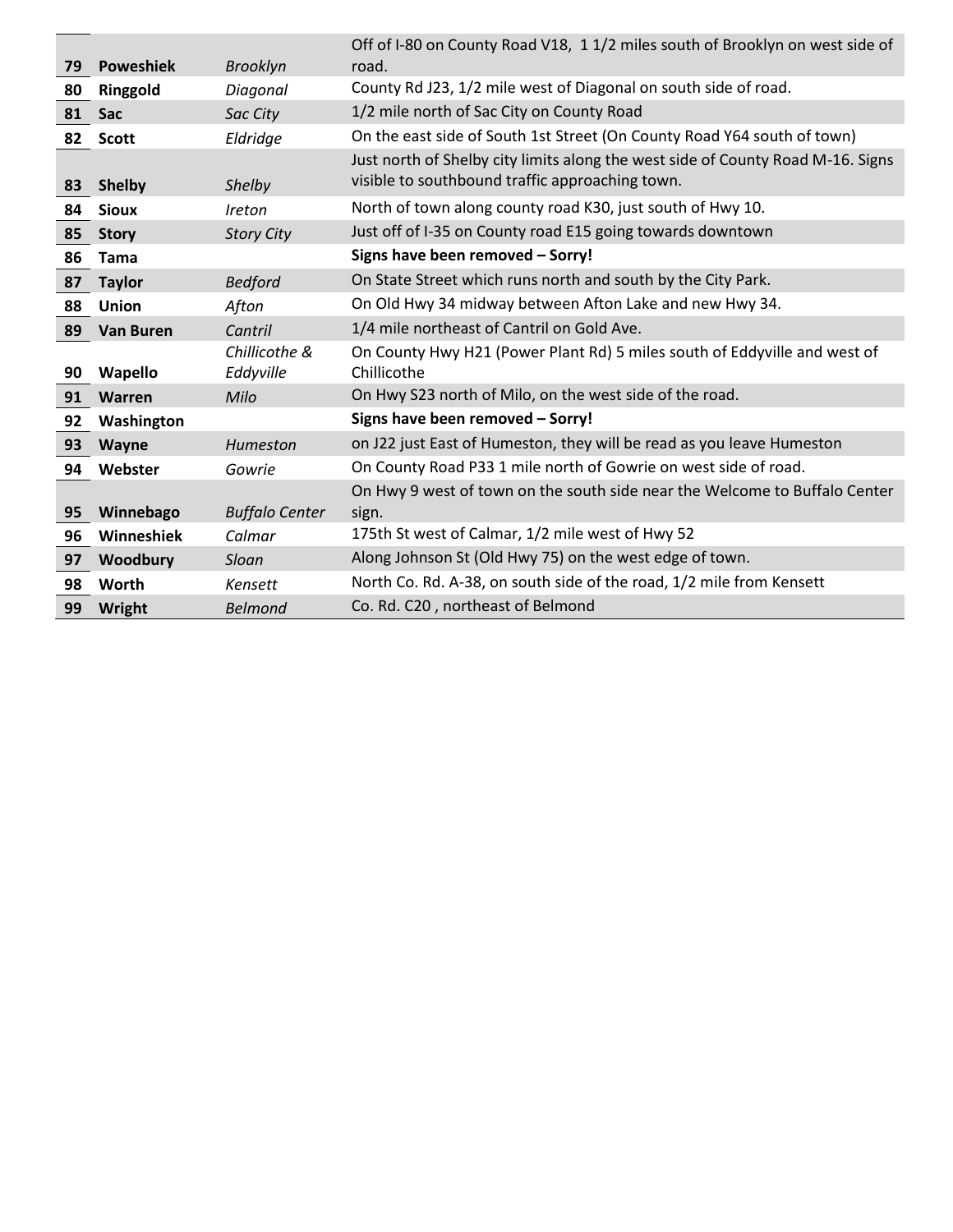| | | | |
|---|---|---|---|
| 79 | **Poweshiek** | *Brooklyn* | Off of I-80 on County Road V18, 1 1/2 miles south of Brooklyn on west side of road. |
| 80 | **Ringgold** | *Diagonal* | County Rd J23, 1/2 mile west of Diagonal on south side of road. |
| 81 | **Sac** | *Sac City* | 1/2 mile north of Sac City on County Road |
| 82 | **Scott** | *Eldridge* | On the east side of South 1st Street (On County Road Y64 south of town) |
| 83 | **Shelby** | *Shelby* | Just north of Shelby city limits along the west side of County Road M-16. Signs visible to southbound traffic approaching town. |
| 84 | **Sioux** | *Ireton* | North of town along county road K30, just south of Hwy 10. |
| 85 | **Story** | *Story City* | Just off of I-35 on County road E15 going towards downtown |
| 86 | **Tama** | | **Signs have been removed – Sorry!** |
| 87 | **Taylor** | *Bedford* | On State Street which runs north and south by the City Park. |
| 88 | **Union** | *Afton* | On Old Hwy 34 midway between Afton Lake and new Hwy 34. |
| 89 | **Van Buren** | *Cantril* | 1/4 mile northeast of Cantril on Gold Ave. |
| 90 | **Wapello** | *Chillicothe & Eddyville* | On County Hwy H21 (Power Plant Rd) 5 miles south of Eddyville and west of Chillicothe |
| 91 | **Warren** | *Milo* | On Hwy S23 north of Milo, on the west side of the road. |
| 92 | **Washington** | | **Signs have been removed – Sorry!** |
| 93 | **Wayne** | *Humeston* | on J22 just East of Humeston, they will be read as you leave Humeston |
| 94 | **Webster** | *Gowrie* | On County Road P33 1 mile north of Gowrie on west side of road. |
| 95 | **Winnebago** | *Buffalo Center* | On Hwy 9 west of town on the south side near the Welcome to Buffalo Center sign. |
| 96 | **Winneshiek** | *Calmar* | 175th St west of Calmar, 1/2 mile west of Hwy 52 |
| 97 | **Woodbury** | *Sloan* | Along Johnson St (Old Hwy 75) on the west edge of town. |
| 98 | **Worth** | *Kensett* | North Co. Rd. A-38, on south side of the road, 1/2 mile from Kensett |
| 99 | **Wright** | *Belmond* | Co. Rd. C20 , northeast of Belmond |